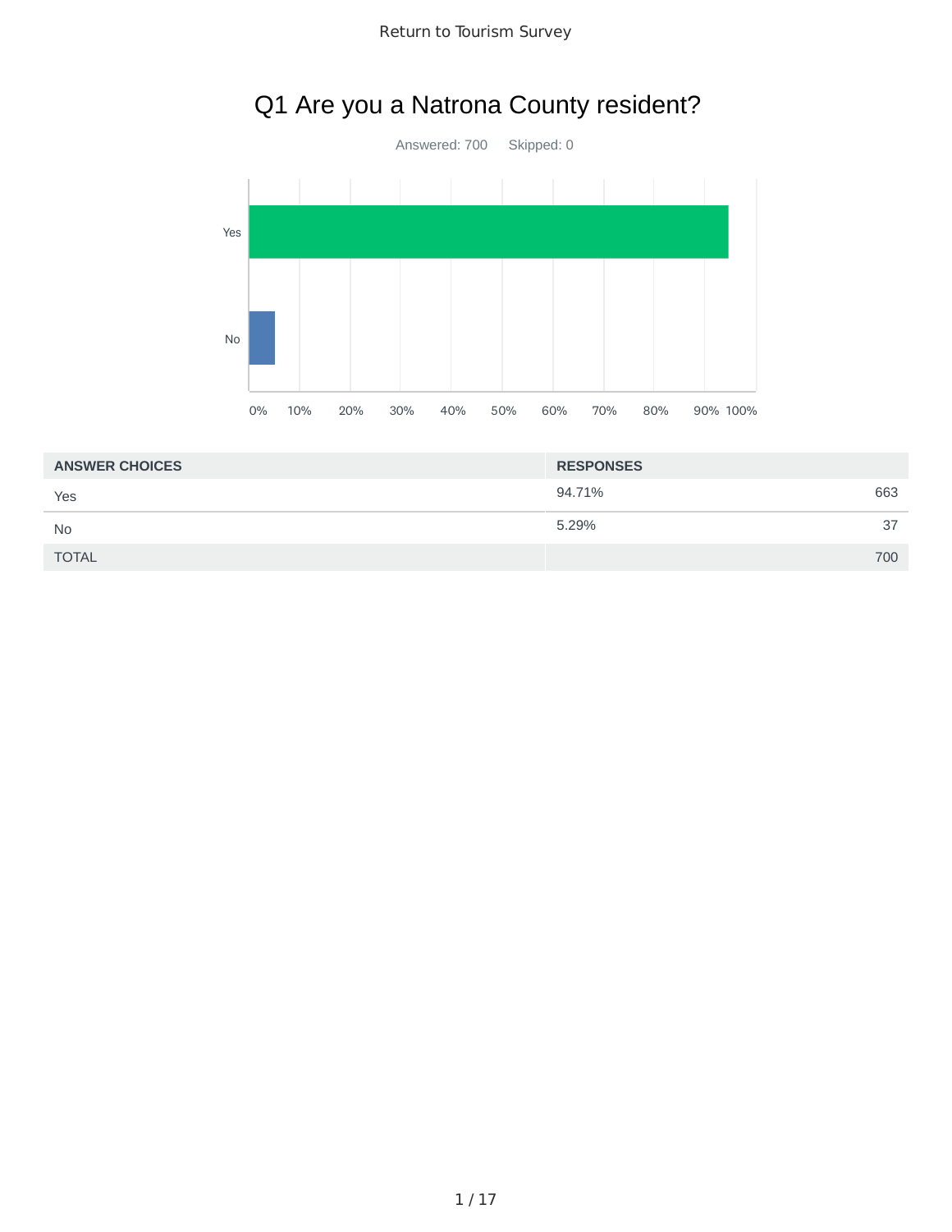Return to Tourism Survey

# Q1 Are you a Natrona County resident?

Answered: 700 Skipped: 0

Yes

No

0% 10% 20% 30% 40% 50% 60% 70% 80% 90% 100%

| ANSWER CHOICES | RESPONSES | |
|---|---|---|
| Yes | 94.71% | 663 |
| No | 5.29% | 37 |
| TOTAL | | 700 |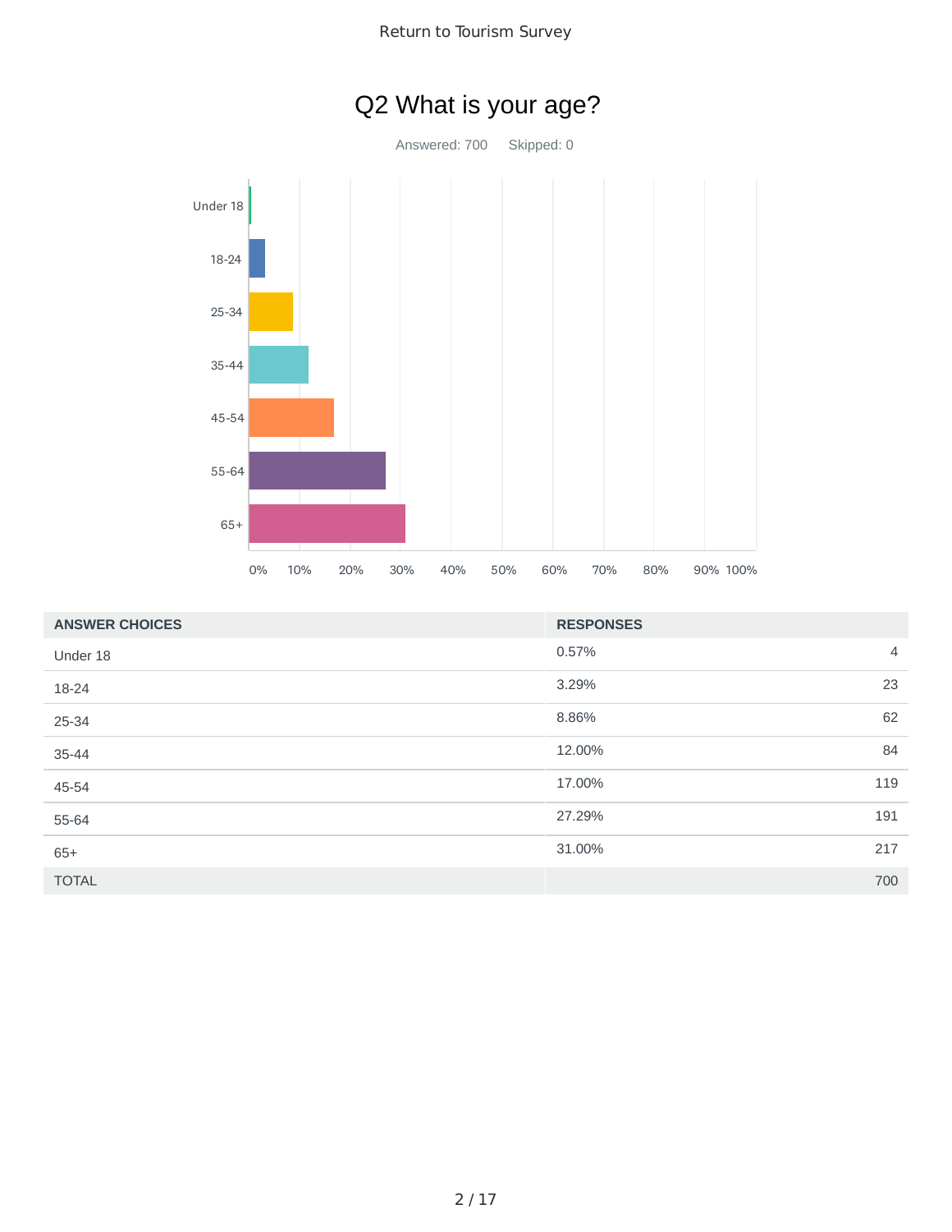# Q2 What is your age?

Answered: 700    Skipped: 0

Under 18
18-24
25-34
35-44
45-54
55-64
65+

0% 10% 20% 30% 40% 50% 60% 70% 80% 90% 100%

| ANSWER CHOICES | RESPONSES | |
|---|---|---|
| Under 18 | 0.57% | 4 |
| 18-24 | 3.29% | 23 |
| 25-34 | 8.86% | 62 |
| 35-44 | 12.00% | 84 |
| 45-54 | 17.00% | 119 |
| 55-64 | 27.29% | 191 |
| 65+ | 31.00% | 217 |
| TOTAL | | 700 |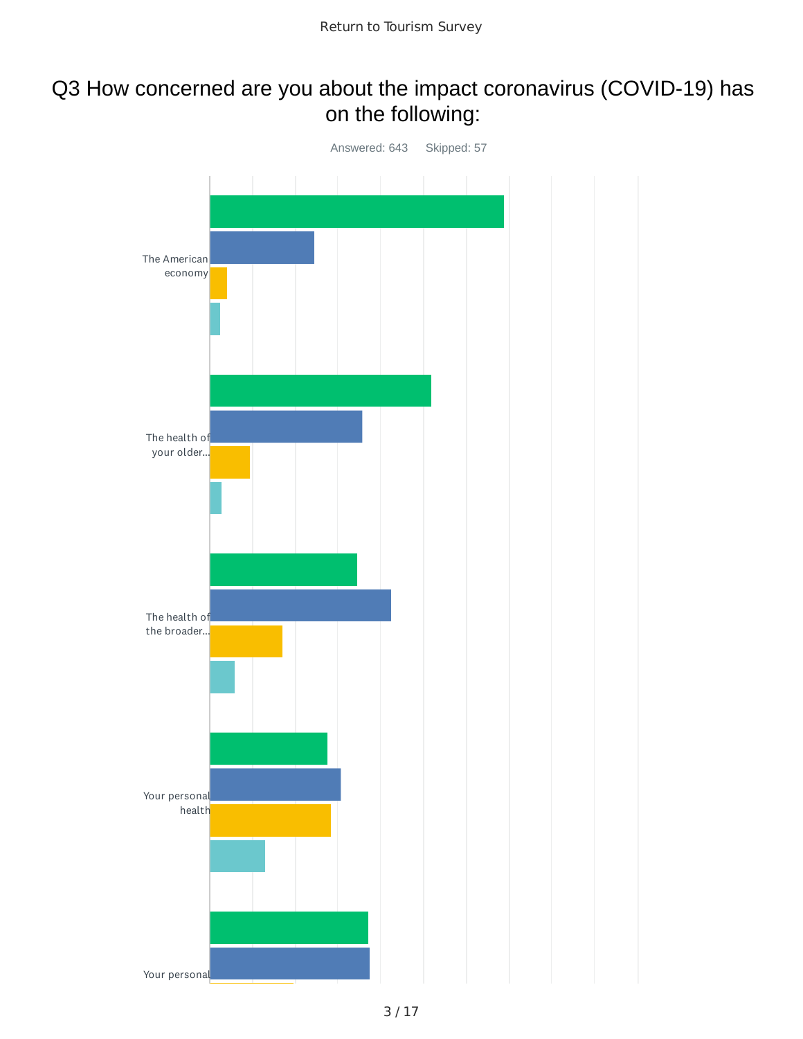Return to Tourism Survey

# Q3 How concerned are you about the impact coronavirus (COVID-19) has on the following:

Answered: 643 Skipped: 57

The American economy

The health of your older...

The health of the broader...

Your personal health

Your personal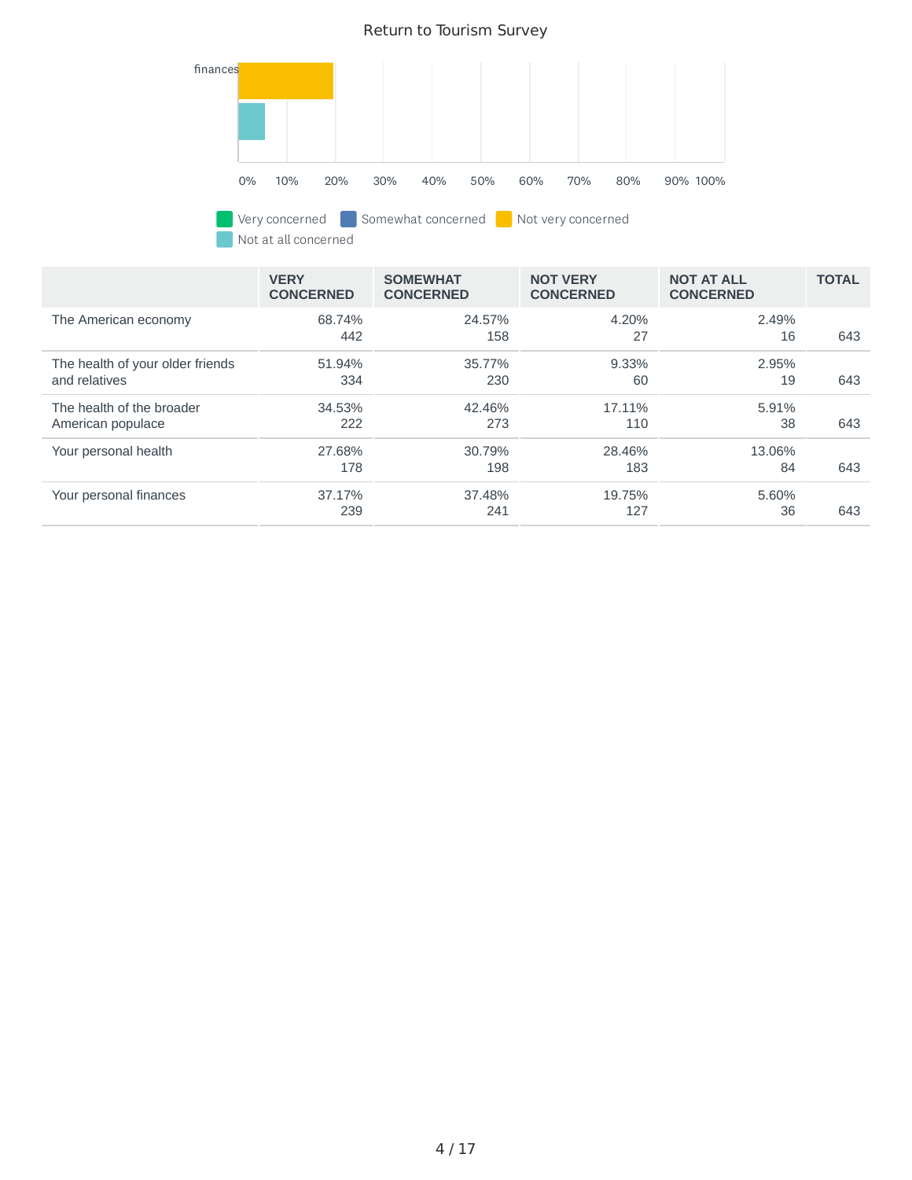Return to Tourism Survey

finances

0% 10% 20% 30% 40% 50% 60% 70% 80% 90% 100%

Very concerned Somewhat concerned Not very concerned Not at all concerned

| | VERY CONCERNED | SOMEWHAT CONCERNED | NOT VERY CONCERNED | NOT AT ALL CONCERNED | TOTAL |
|---|---|---|---|---|---|
| The American economy | 68.74%<br>442 | 24.57%<br>158 | 4.20%<br>27 | 2.49%<br>16 | 643 |
| The health of your older friends and relatives | 51.94%<br>334 | 35.77%<br>230 | 9.33%<br>60 | 2.95%<br>19 | 643 |
| The health of the broader American populace | 34.53%<br>222 | 42.46%<br>273 | 17.11%<br>110 | 5.91%<br>38 | 643 |
| Your personal health | 27.68%<br>178 | 30.79%<br>198 | 28.46%<br>183 | 13.06%<br>84 | 643 |
| Your personal finances | 37.17%<br>239 | 37.48%<br>241 | 19.75%<br>127 | 5.60%<br>36 | 643 |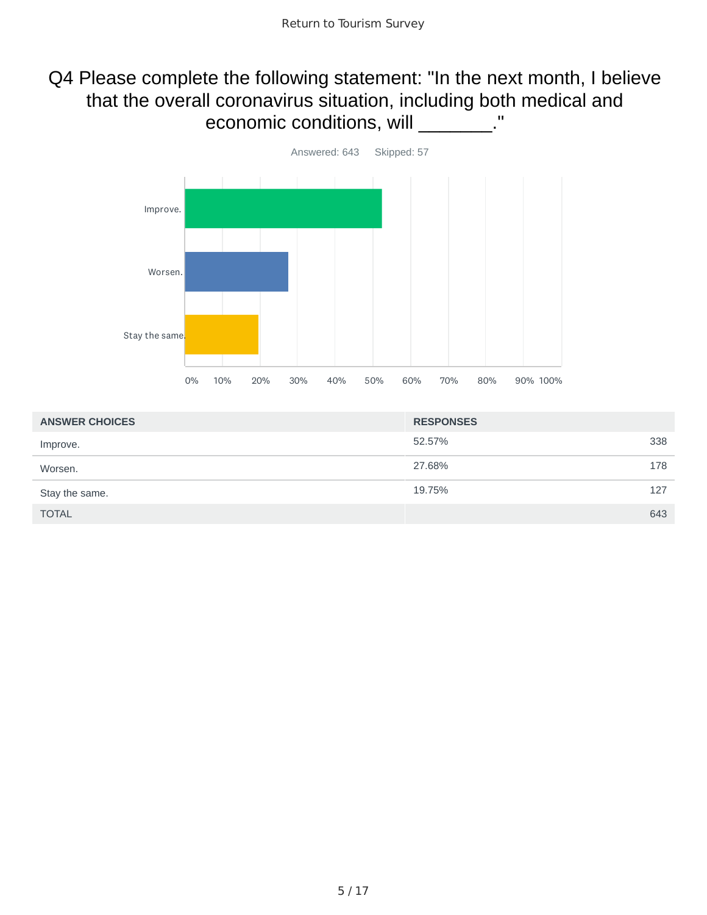# Q4 Please complete the following statement: "In the next month, I believe that the overall coronavirus situation, including both medical and economic conditions, will _______."

Answered: 643 Skipped: 57

Improve.

Worsen.

Stay the same.

0% 10% 20% 30% 40% 50% 60% 70% 80% 90% 100%

| ANSWER CHOICES | RESPONSES | |
|---|---|---|
| Improve. | 52.57% | 338 |
| Worsen. | 27.68% | 178 |
| Stay the same. | 19.75% | 127 |
| TOTAL | | 643 |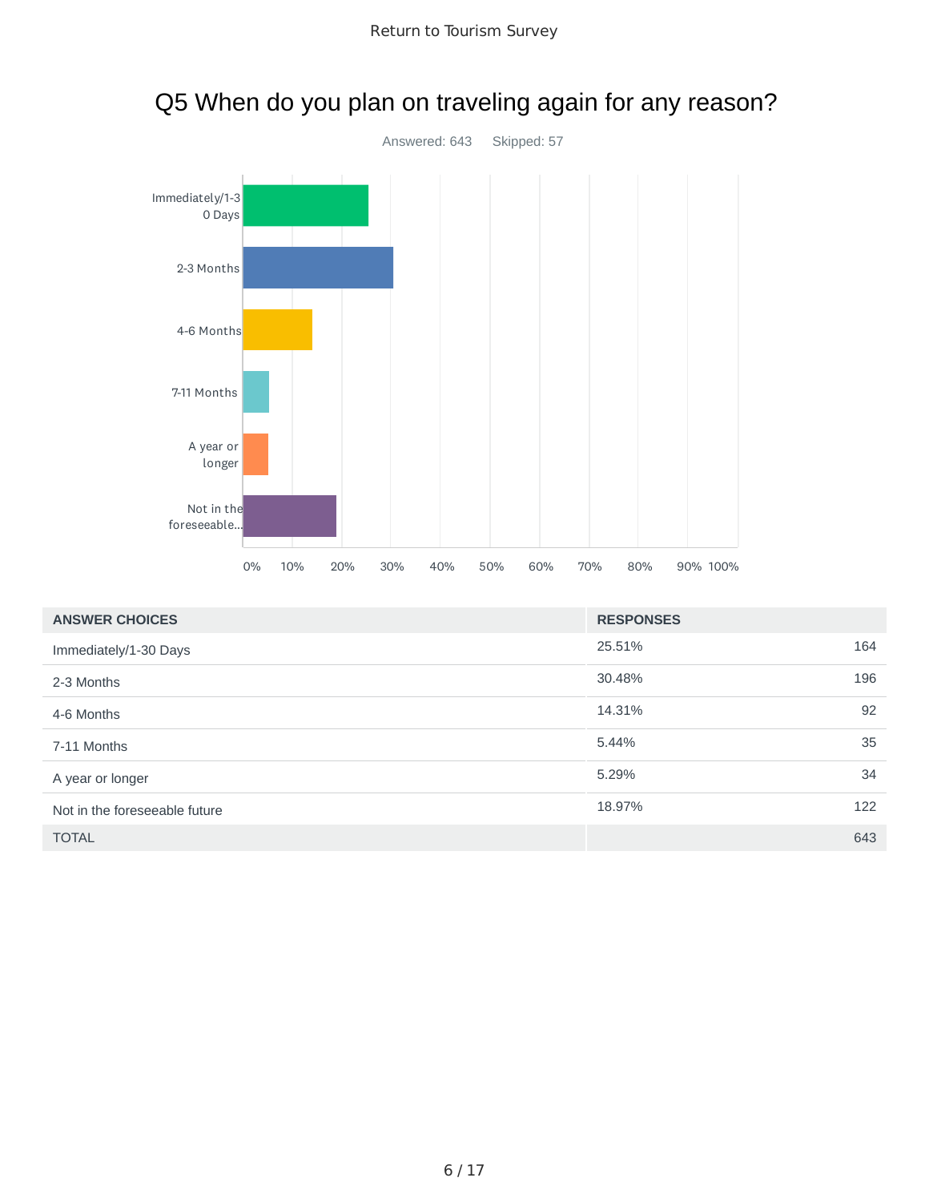# Q5 When do you plan on traveling again for any reason?

Answered: 643    Skipped: 57

Immediately/1-30 Days

2-3 Months

4-6 Months

7-11 Months

A year or longer

Not in the foreseeable...

0% 10% 20% 30% 40% 50% 60% 70% 80% 90% 100%

| ANSWER CHOICES | RESPONSES | |
|---|---|---|
| Immediately/1-30 Days | 25.51% | 164 |
| 2-3 Months | 30.48% | 196 |
| 4-6 Months | 14.31% | 92 |
| 7-11 Months | 5.44% | 35 |
| A year or longer | 5.29% | 34 |
| Not in the foreseeable future | 18.97% | 122 |
| TOTAL | | 643 |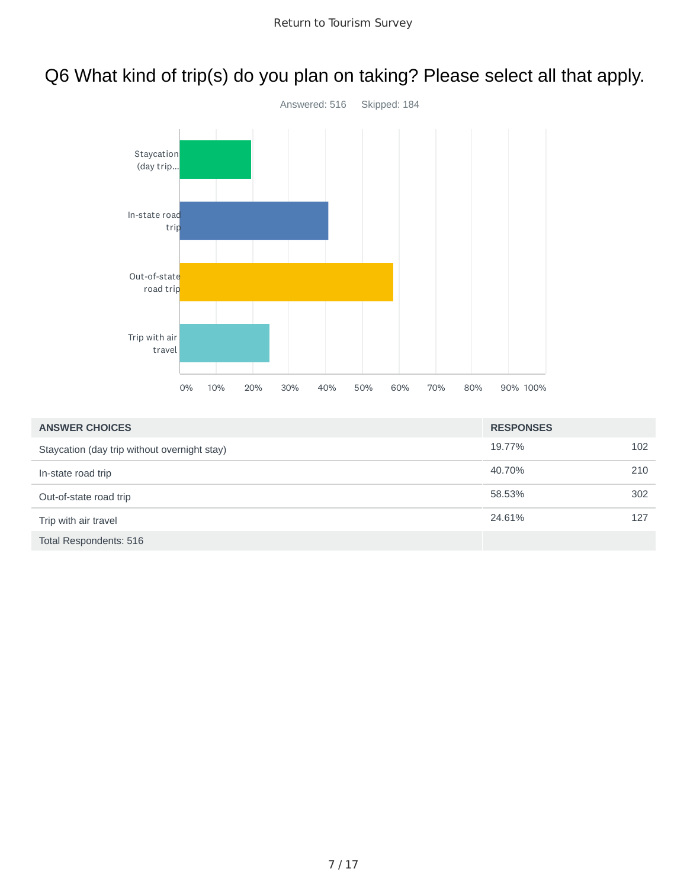# Q6 What kind of trip(s) do you plan on taking? Please select all that apply.

Answered: 516 Skipped: 184

Staycation (day trip...

In-state road trip

Out-of-state road trip

Trip with air travel

0% 10% 20% 30% 40% 50% 60% 70% 80% 90% 100%

| ANSWER CHOICES | RESPONSES | |
| --- | --- | --- |
| Staycation (day trip without overnight stay) | 19.77% | 102 |
| In-state road trip | 40.70% | 210 |
| Out-of-state road trip | 58.53% | 302 |
| Trip with air travel | 24.61% | 127 |
| Total Respondents: 516 | | |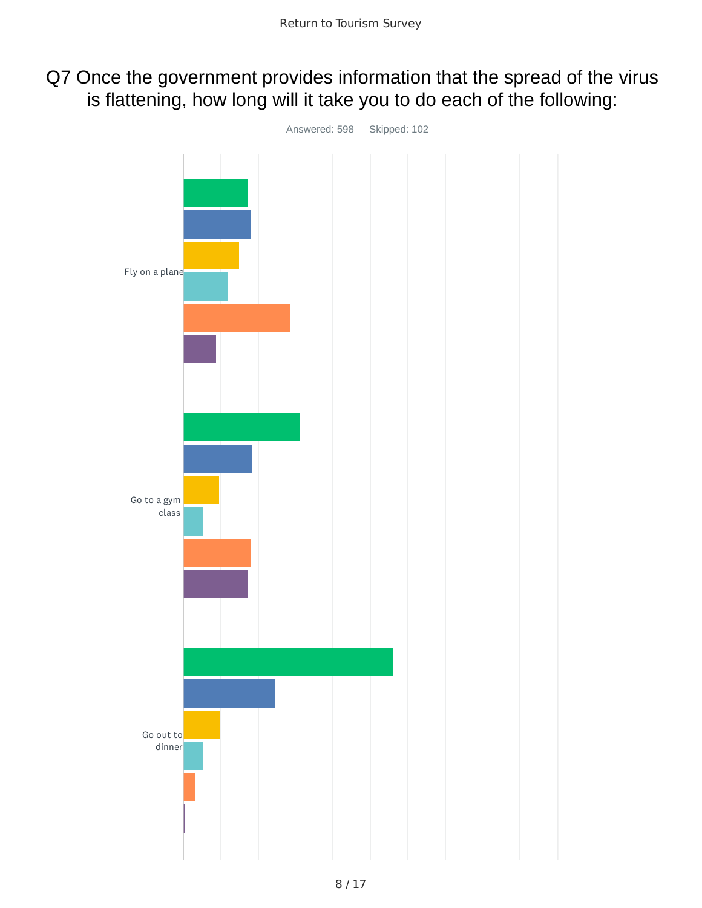Return to Tourism Survey

# Q7 Once the government provides information that the spread of the virus is flattening, how long will it take you to do each of the following:

Answered: 598 Skipped: 102

Fly on a plane

Go to a gym class

Go out to dinner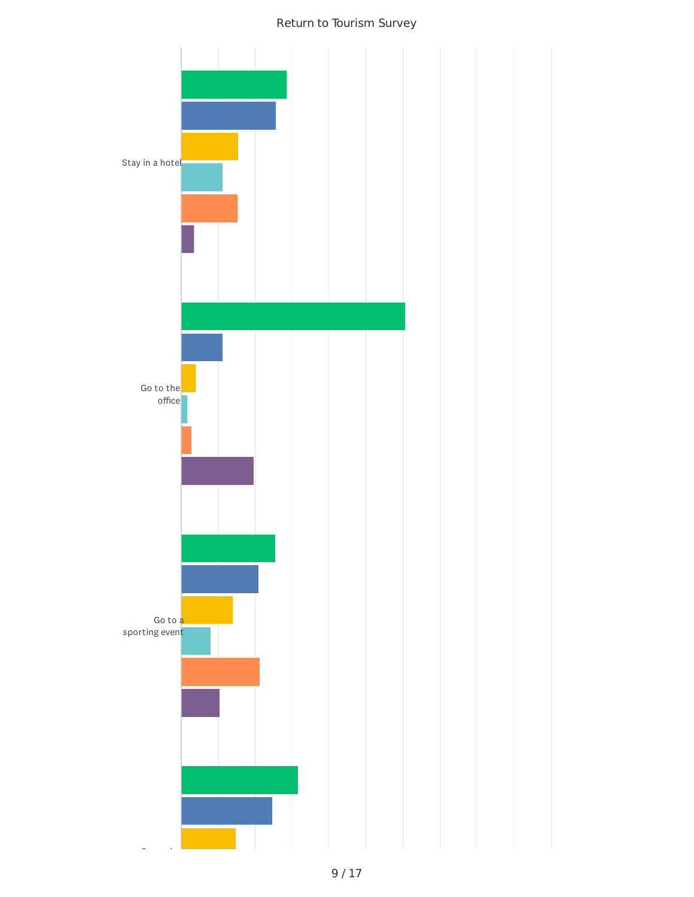Return to Tourism Survey

Stay in a hotel

Go to the office

Go to a sporting event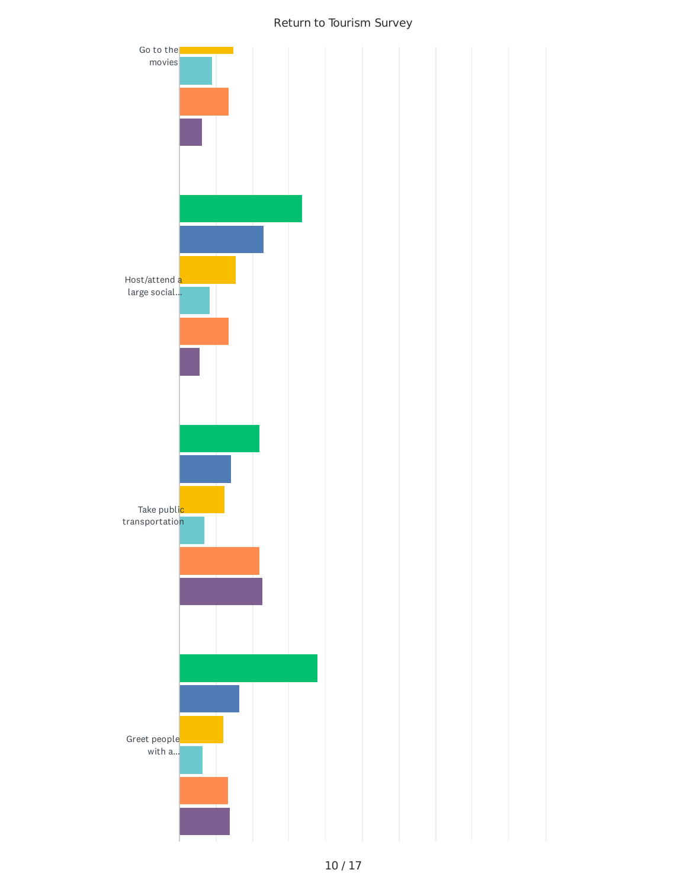Return to Tourism Survey

Go to the movies

Host/attend a large social...

Take public transportation

Greet people with a...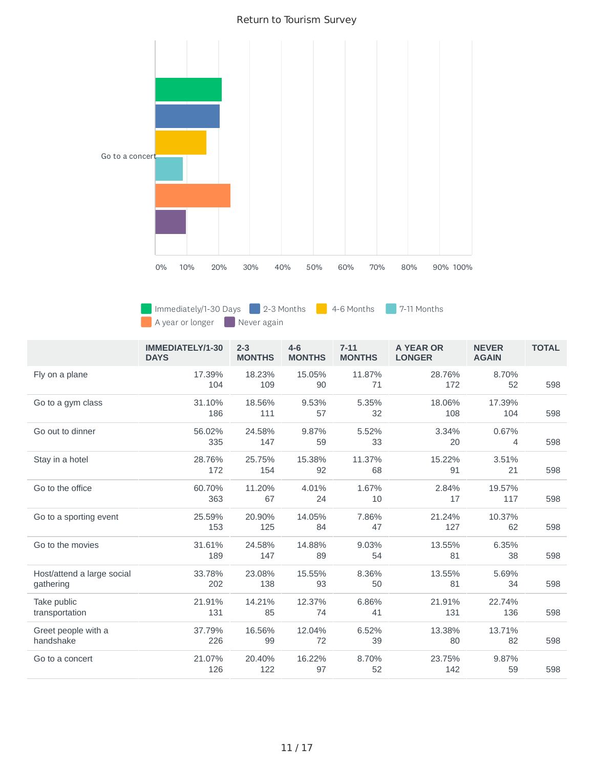Return to Tourism Survey

Go to a concert

0% 10% 20% 30% 40% 50% 60% 70% 80% 90% 100%

Immediately/1-30 Days, 2-3 Months, 4-6 Months, 7-11 Months, A year or longer, Never again

| | IMMEDIATELY/1-30 DAYS | 2-3 MONTHS | 4-6 MONTHS | 7-11 MONTHS | A YEAR OR LONGER | NEVER AGAIN | TOTAL |
|---|---|---|---|---|---|---|---|
| Fly on a plane | 17.39% 104 | 18.23% 109 | 15.05% 90 | 11.87% 71 | 28.76% 172 | 8.70% 52 | 598 |
| Go to a gym class | 31.10% 186 | 18.56% 111 | 9.53% 57 | 5.35% 32 | 18.06% 108 | 17.39% 104 | 598 |
| Go out to dinner | 56.02% 335 | 24.58% 147 | 9.87% 59 | 5.52% 33 | 3.34% 20 | 0.67% 4 | 598 |
| Stay in a hotel | 28.76% 172 | 25.75% 154 | 15.38% 92 | 11.37% 68 | 15.22% 91 | 3.51% 21 | 598 |
| Go to the office | 60.70% 363 | 11.20% 67 | 4.01% 24 | 1.67% 10 | 2.84% 17 | 19.57% 117 | 598 |
| Go to a sporting event | 25.59% 153 | 20.90% 125 | 14.05% 84 | 7.86% 47 | 21.24% 127 | 10.37% 62 | 598 |
| Go to the movies | 31.61% 189 | 24.58% 147 | 14.88% 89 | 9.03% 54 | 13.55% 81 | 6.35% 38 | 598 |
| Host/attend a large social gathering | 33.78% 202 | 23.08% 138 | 15.55% 93 | 8.36% 50 | 13.55% 81 | 5.69% 34 | 598 |
| Take public transportation | 21.91% 131 | 14.21% 85 | 12.37% 74 | 6.86% 41 | 21.91% 131 | 22.74% 136 | 598 |
| Greet people with a handshake | 37.79% 226 | 16.56% 99 | 12.04% 72 | 6.52% 39 | 13.38% 80 | 13.71% 82 | 598 |
| Go to a concert | 21.07% 126 | 20.40% 122 | 16.22% 97 | 8.70% 52 | 23.75% 142 | 9.87% 59 | 598 |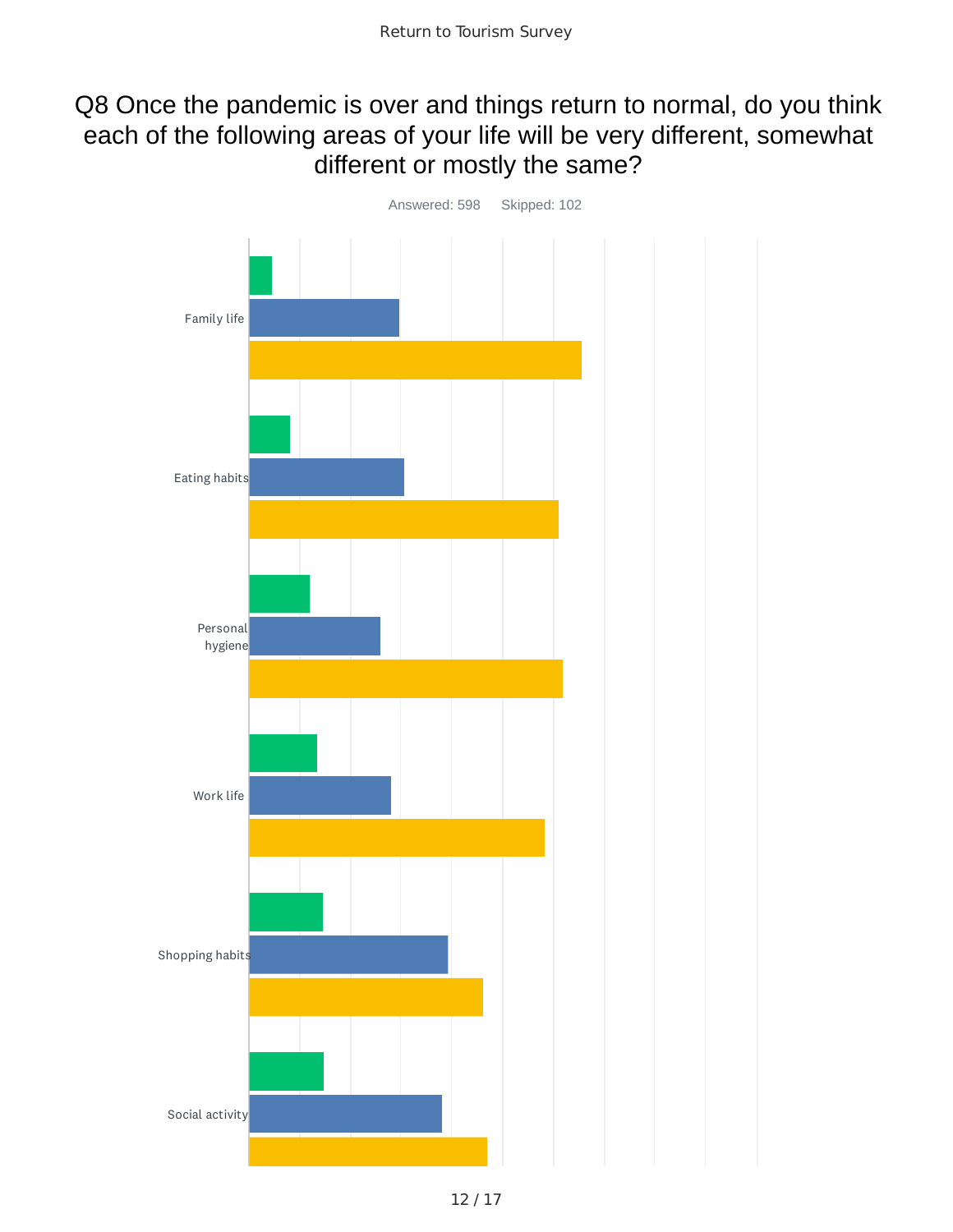# Q8 Once the pandemic is over and things return to normal, do you think each of the following areas of your life will be very different, somewhat different or mostly the same?

Answered: 598    Skipped: 102

Family life

Eating habits

Personal hygiene

Work life

Shopping habits

Social activity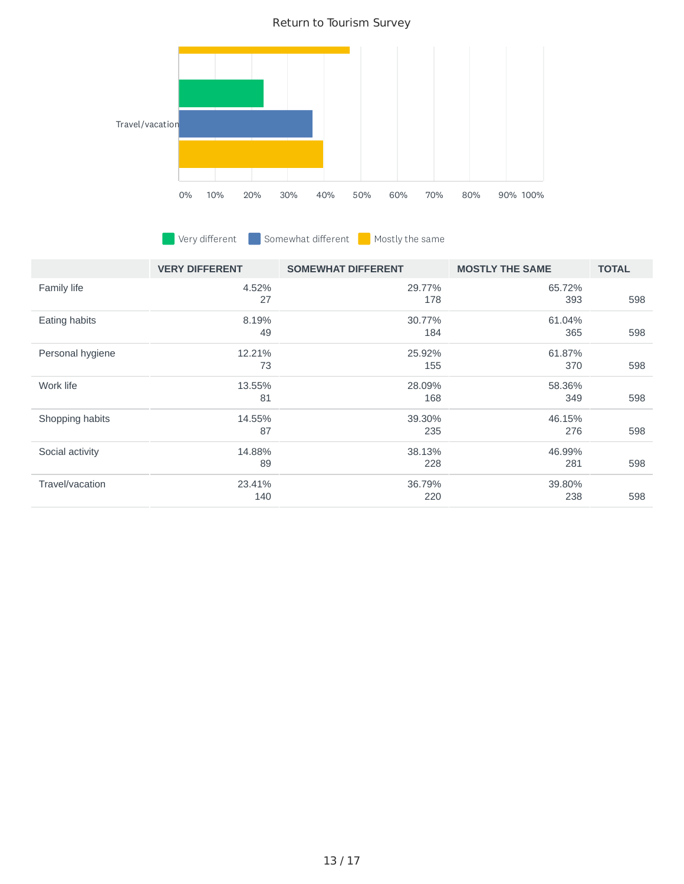Return to Tourism Survey

Travel/vacation

0% 10% 20% 30% 40% 50% 60% 70% 80% 90% 100%

Very different Somewhat different Mostly the same

| | VERY DIFFERENT | SOMEWHAT DIFFERENT | MOSTLY THE SAME | TOTAL |
|---|---|---|---|---|
| Family life | 4.52%<br>27 | 29.77%<br>178 | 65.72%<br>393 | 598 |
| Eating habits | 8.19%<br>49 | 30.77%<br>184 | 61.04%<br>365 | 598 |
| Personal hygiene | 12.21%<br>73 | 25.92%<br>155 | 61.87%<br>370 | 598 |
| Work life | 13.55%<br>81 | 28.09%<br>168 | 58.36%<br>349 | 598 |
| Shopping habits | 14.55%<br>87 | 39.30%<br>235 | 46.15%<br>276 | 598 |
| Social activity | 14.88%<br>89 | 38.13%<br>228 | 46.99%<br>281 | 598 |
| Travel/vacation | 23.41%<br>140 | 36.79%<br>220 | 39.80%<br>238 | 598 |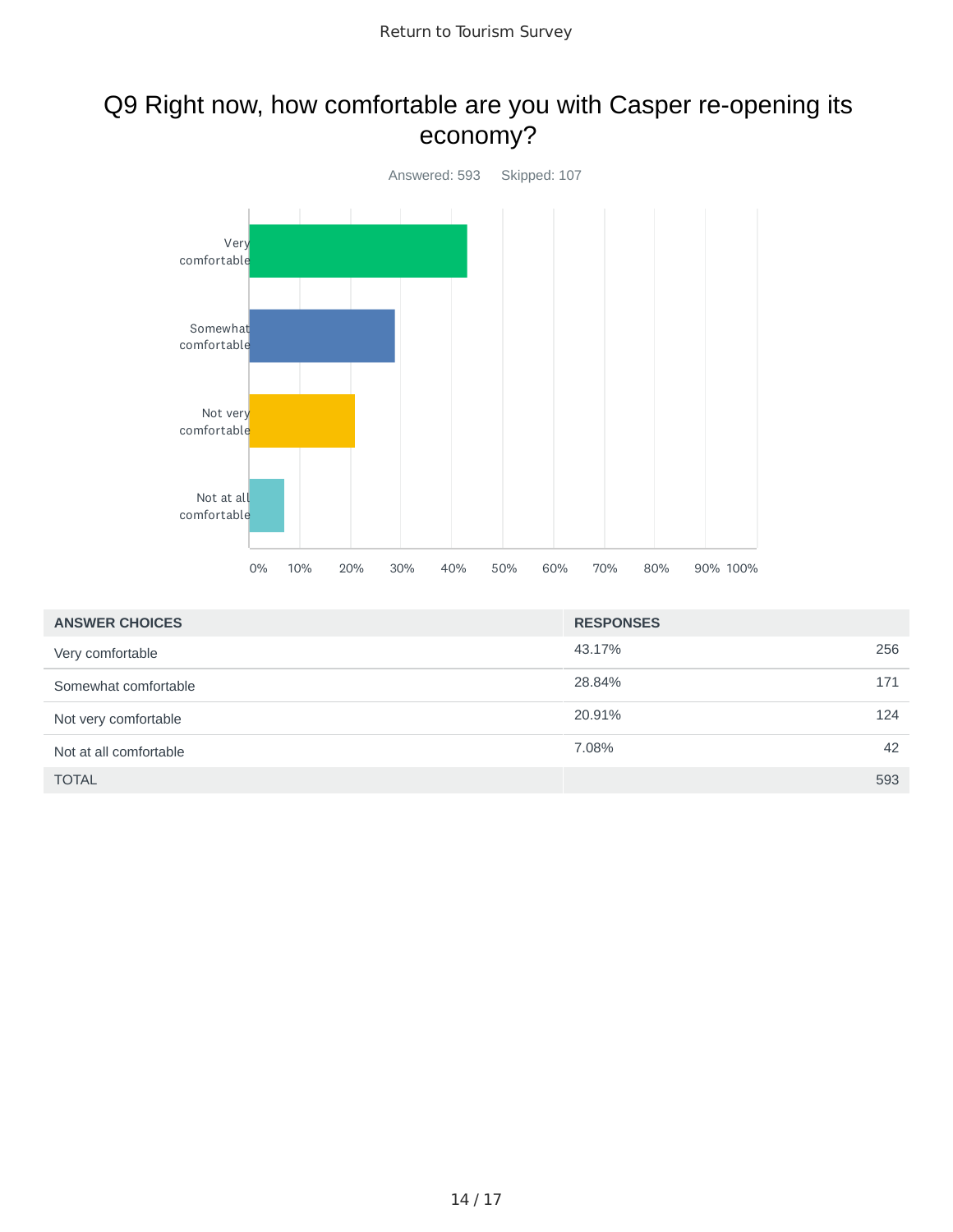# Q9 Right now, how comfortable are you with Casper re-opening its economy?

Answered: 593    Skipped: 107

Very comfortable

Somewhat comfortable

Not very comfortable

Not at all comfortable

0% 10% 20% 30% 40% 50% 60% 70% 80% 90% 100%

| ANSWER CHOICES | RESPONSES | |
|---|---|---|
| Very comfortable | 43.17% | 256 |
| Somewhat comfortable | 28.84% | 171 |
| Not very comfortable | 20.91% | 124 |
| Not at all comfortable | 7.08% | 42 |
| TOTAL | | 593 |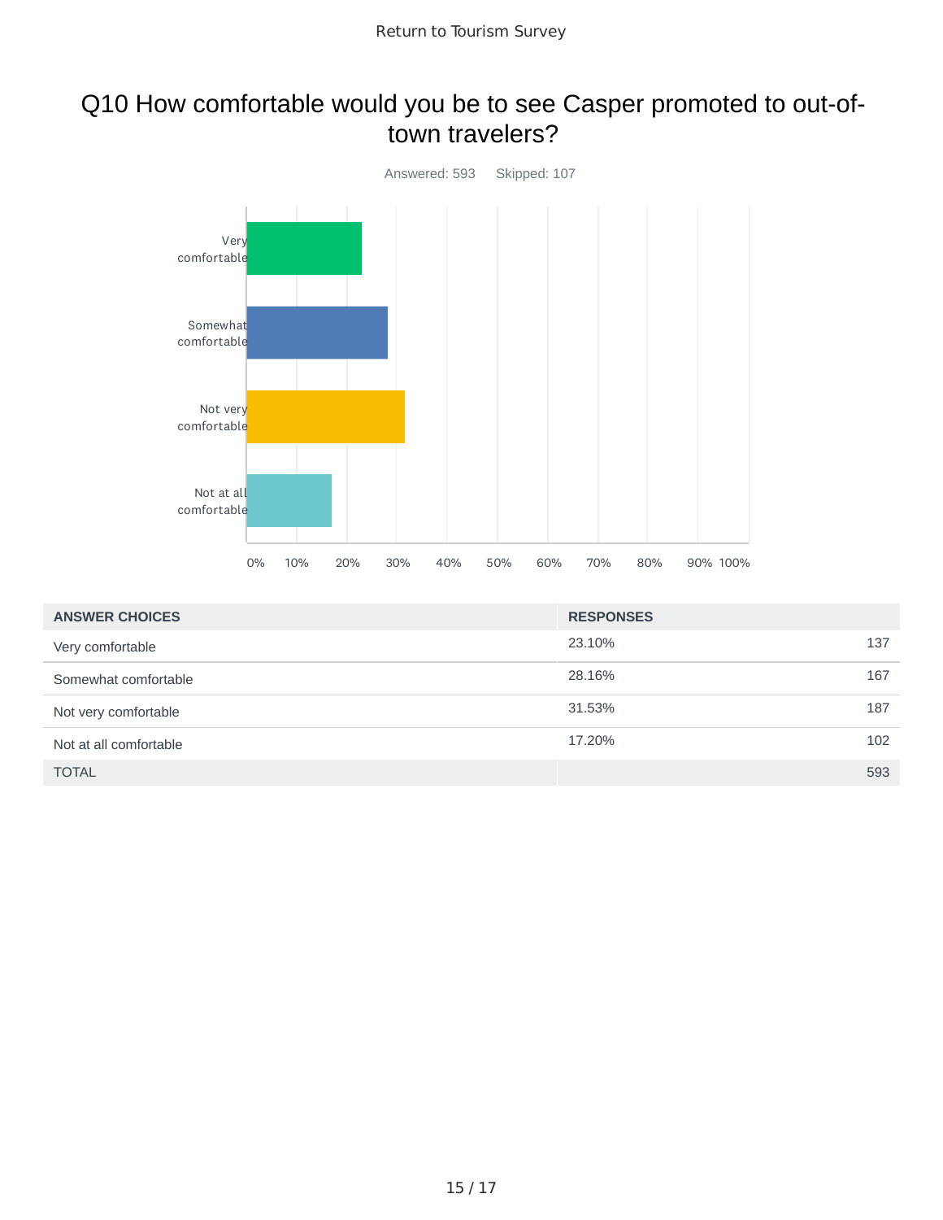# Q10 How comfortable would you be to see Casper promoted to out-of-town travelers?

Answered: 593 Skipped: 107

Very comfortable

Somewhat comfortable

Not very comfortable

Not at all comfortable

0% 10% 20% 30% 40% 50% 60% 70% 80% 90% 100%

| ANSWER CHOICES | RESPONSES | |
|---|---|---|
| Very comfortable | 23.10% | 137 |
| Somewhat comfortable | 28.16% | 167 |
| Not very comfortable | 31.53% | 187 |
| Not at all comfortable | 17.20% | 102 |
| TOTAL | | 593 |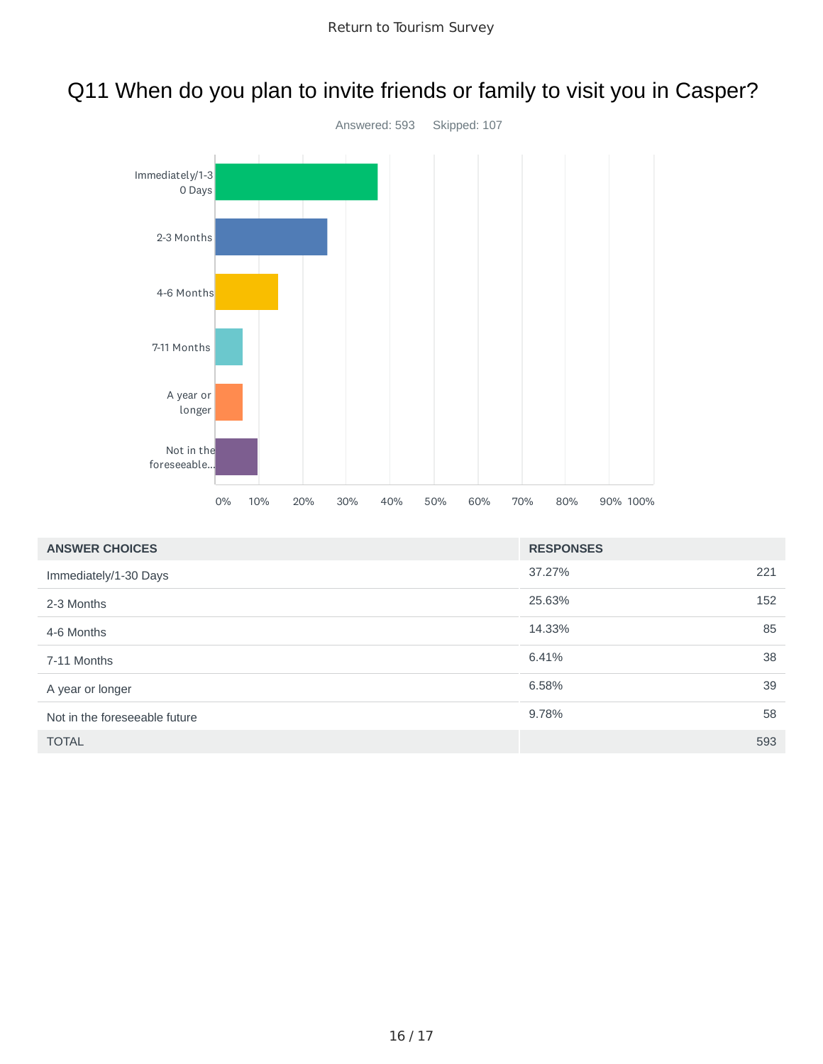# Q11 When do you plan to invite friends or family to visit you in Casper?

Answered: 593 Skipped: 107

Immediately/1-30 Days

2-3 Months

4-6 Months

7-11 Months

A year or longer

Not in the foreseeable...

0% 10% 20% 30% 40% 50% 60% 70% 80% 90% 100%

| ANSWER CHOICES | RESPONSES | |
|---|---|---|
| Immediately/1-30 Days | 37.27% | 221 |
| 2-3 Months | 25.63% | 152 |
| 4-6 Months | 14.33% | 85 |
| 7-11 Months | 6.41% | 38 |
| A year or longer | 6.58% | 39 |
| Not in the foreseeable future | 9.78% | 58 |
| TOTAL | | 593 |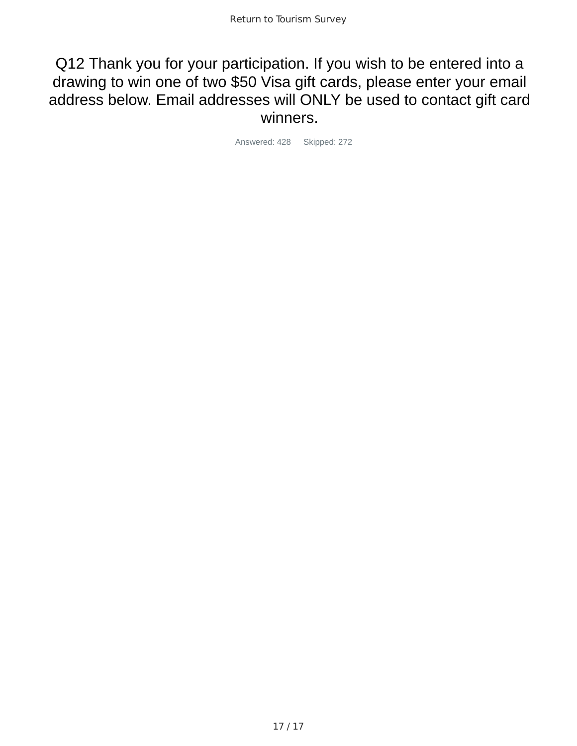## Q12 Thank you for your participation. If you wish to be entered into a drawing to win one of two $50 Visa gift cards, please enter your email address below. Email addresses will ONLY be used to contact gift card winners.

Answered: 428 Skipped: 272